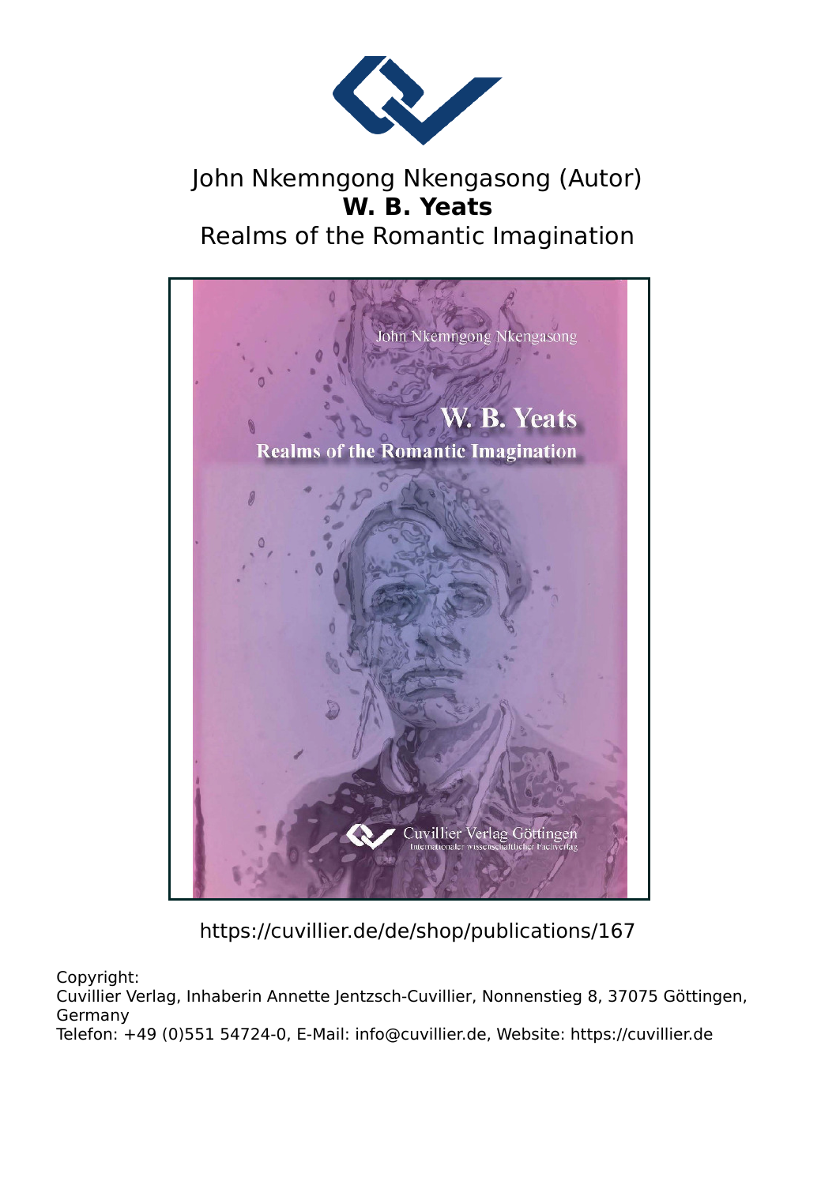John Nkemngong Nkengasong (Autor)

**W. B. Yeats**

Realms of the Romantic Imagination

https://cuvillier.de/de/shop/publications/167

Copyright:
Cuvillier Verlag, Inhaberin Annette Jentzsch-Cuvillier, Nonnenstieg 8, 37075 Göttingen, Germany
Telefon: +49 (0)551 54724-0, E-Mail: info@cuvillier.de, Website: https://cuvillier.de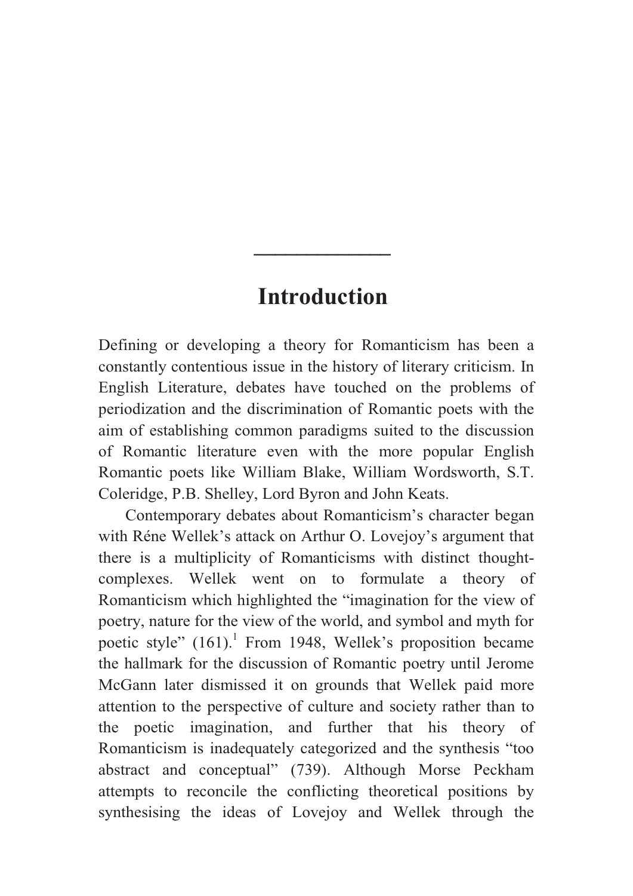# Introduction

Defining or developing a theory for Romanticism has been a constantly contentious issue in the history of literary criticism. In English Literature, debates have touched on the problems of periodization and the discrimination of Romantic poets with the aim of establishing common paradigms suited to the discussion of Romantic literature even with the more popular English Romantic poets like William Blake, William Wordsworth, S.T. Coleridge, P.B. Shelley, Lord Byron and John Keats.

Contemporary debates about Romanticism's character began with Réne Wellek's attack on Arthur O. Lovejoy's argument that there is a multiplicity of Romanticisms with distinct thought-complexes. Wellek went on to formulate a theory of Romanticism which highlighted the "imagination for the view of poetry, nature for the view of the world, and symbol and myth for poetic style" (161).[1] From 1948, Wellek's proposition became the hallmark for the discussion of Romantic poetry until Jerome McGann later dismissed it on grounds that Wellek paid more attention to the perspective of culture and society rather than to the poetic imagination, and further that his theory of Romanticism is inadequately categorized and the synthesis "too abstract and conceptual" (739). Although Morse Peckham attempts to reconcile the conflicting theoretical positions by synthesising the ideas of Lovejoy and Wellek through the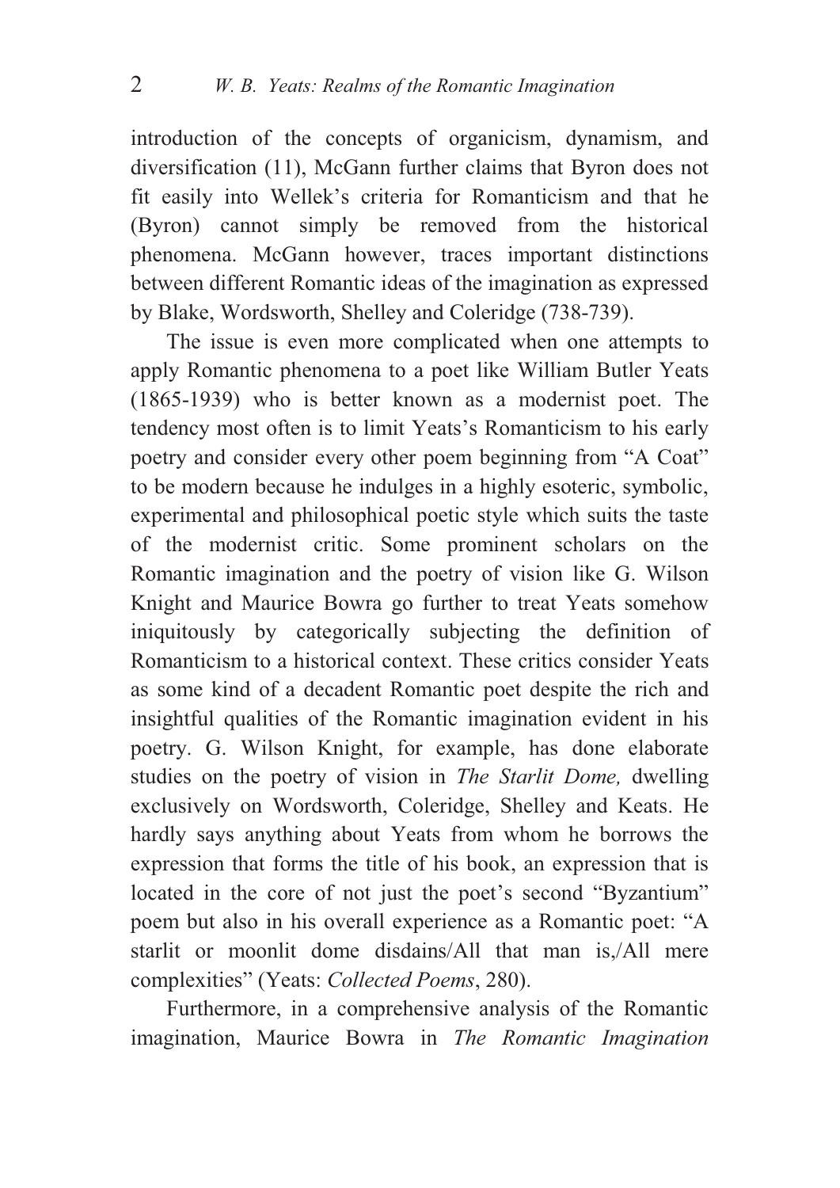introduction of the concepts of organicism, dynamism, and diversification (11), McGann further claims that Byron does not fit easily into Wellek's criteria for Romanticism and that he (Byron) cannot simply be removed from the historical phenomena. McGann however, traces important distinctions between different Romantic ideas of the imagination as expressed by Blake, Wordsworth, Shelley and Coleridge (738-739).

The issue is even more complicated when one attempts to apply Romantic phenomena to a poet like William Butler Yeats (1865-1939) who is better known as a modernist poet. The tendency most often is to limit Yeats's Romanticism to his early poetry and consider every other poem beginning from "A Coat" to be modern because he indulges in a highly esoteric, symbolic, experimental and philosophical poetic style which suits the taste of the modernist critic. Some prominent scholars on the Romantic imagination and the poetry of vision like G. Wilson Knight and Maurice Bowra go further to treat Yeats somehow iniquitously by categorically subjecting the definition of Romanticism to a historical context. These critics consider Yeats as some kind of a decadent Romantic poet despite the rich and insightful qualities of the Romantic imagination evident in his poetry. G. Wilson Knight, for example, has done elaborate studies on the poetry of vision in *The Starlit Dome,* dwelling exclusively on Wordsworth, Coleridge, Shelley and Keats. He hardly says anything about Yeats from whom he borrows the expression that forms the title of his book, an expression that is located in the core of not just the poet's second "Byzantium" poem but also in his overall experience as a Romantic poet: "A starlit or moonlit dome disdains/All that man is,/All mere complexities" (Yeats: *Collected Poems*, 280).

Furthermore, in a comprehensive analysis of the Romantic imagination, Maurice Bowra in *The Romantic Imagination*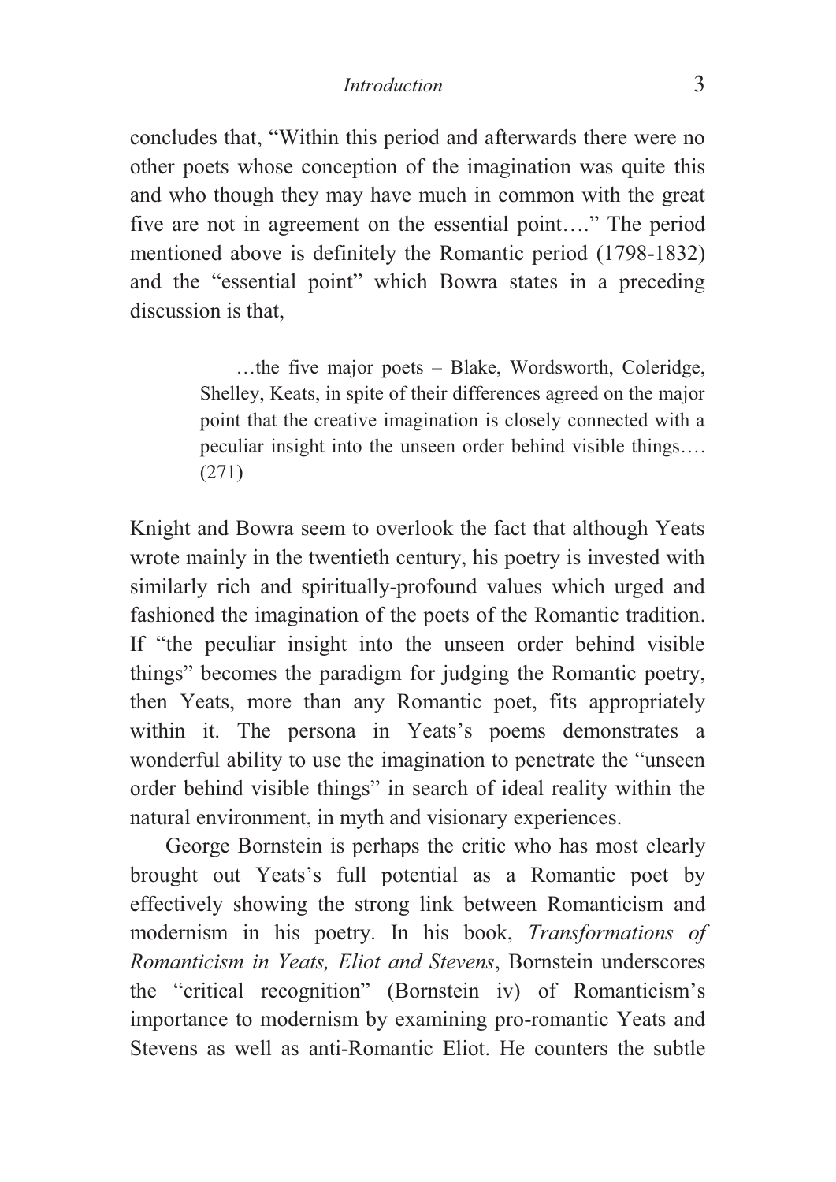concludes that, "Within this period and afterwards there were no other poets whose conception of the imagination was quite this and who though they may have much in common with the great five are not in agreement on the essential point…." The period mentioned above is definitely the Romantic period (1798-1832) and the "essential point" which Bowra states in a preceding discussion is that,

> …the five major poets – Blake, Wordsworth, Coleridge, Shelley, Keats, in spite of their differences agreed on the major point that the creative imagination is closely connected with a peculiar insight into the unseen order behind visible things…. (271)

Knight and Bowra seem to overlook the fact that although Yeats wrote mainly in the twentieth century, his poetry is invested with similarly rich and spiritually-profound values which urged and fashioned the imagination of the poets of the Romantic tradition. If "the peculiar insight into the unseen order behind visible things" becomes the paradigm for judging the Romantic poetry, then Yeats, more than any Romantic poet, fits appropriately within it. The persona in Yeats's poems demonstrates a wonderful ability to use the imagination to penetrate the "unseen order behind visible things" in search of ideal reality within the natural environment, in myth and visionary experiences.

George Bornstein is perhaps the critic who has most clearly brought out Yeats's full potential as a Romantic poet by effectively showing the strong link between Romanticism and modernism in his poetry. In his book, *Transformations of Romanticism in Yeats, Eliot and Stevens*, Bornstein underscores the "critical recognition" (Bornstein iv) of Romanticism's importance to modernism by examining pro-romantic Yeats and Stevens as well as anti-Romantic Eliot. He counters the subtle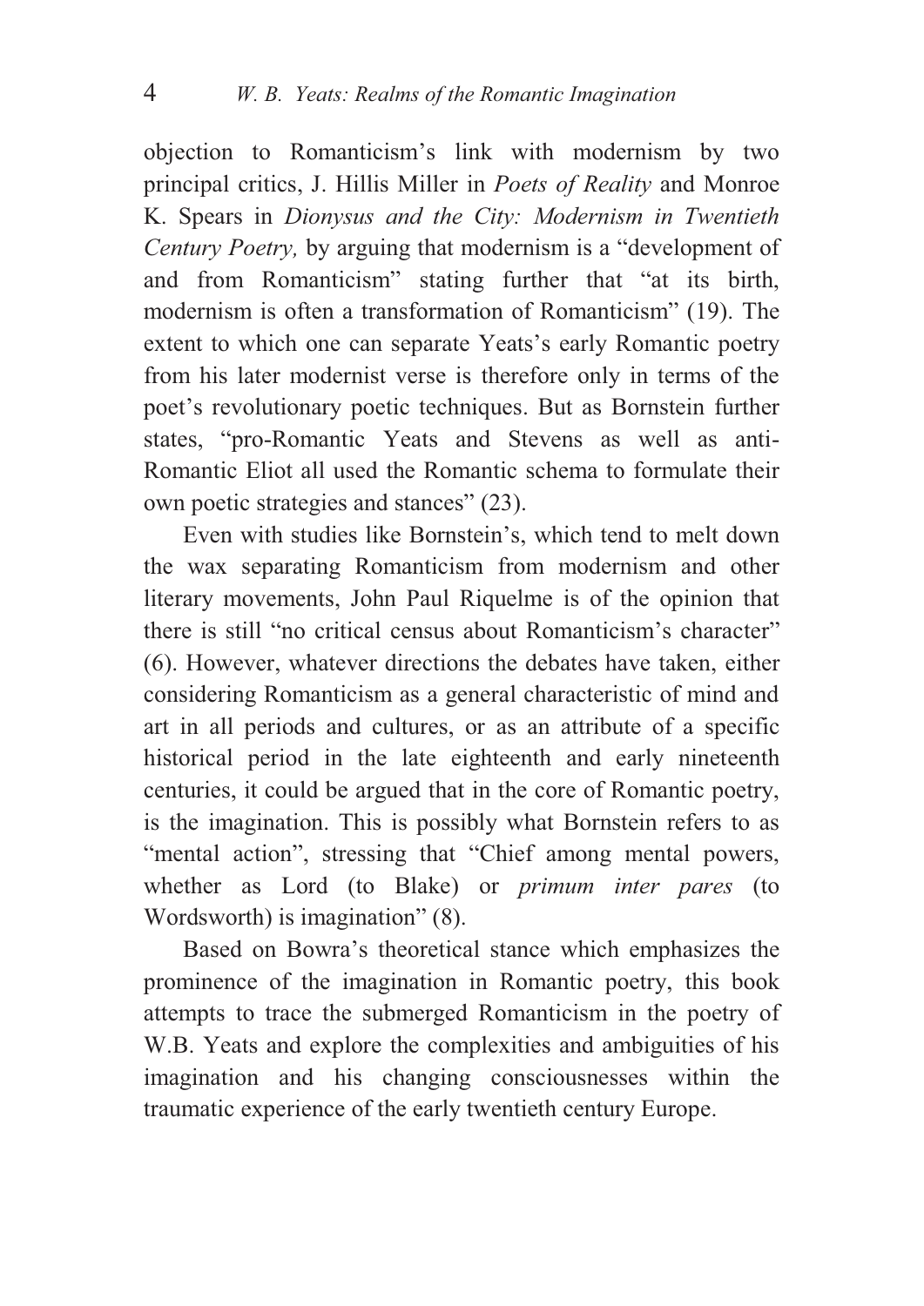objection to Romanticism's link with modernism by two principal critics, J. Hillis Miller in *Poets of Reality* and Monroe K. Spears in *Dionysus and the City: Modernism in Twentieth Century Poetry,* by arguing that modernism is a "development of and from Romanticism" stating further that "at its birth, modernism is often a transformation of Romanticism" (19). The extent to which one can separate Yeats's early Romantic poetry from his later modernist verse is therefore only in terms of the poet's revolutionary poetic techniques. But as Bornstein further states, "pro-Romantic Yeats and Stevens as well as anti-Romantic Eliot all used the Romantic schema to formulate their own poetic strategies and stances" (23).

Even with studies like Bornstein's, which tend to melt down the wax separating Romanticism from modernism and other literary movements, John Paul Riquelme is of the opinion that there is still "no critical census about Romanticism's character" (6). However, whatever directions the debates have taken, either considering Romanticism as a general characteristic of mind and art in all periods and cultures, or as an attribute of a specific historical period in the late eighteenth and early nineteenth centuries, it could be argued that in the core of Romantic poetry, is the imagination. This is possibly what Bornstein refers to as "mental action", stressing that "Chief among mental powers, whether as Lord (to Blake) or *primum inter pares* (to Wordsworth) is imagination" (8).

Based on Bowra's theoretical stance which emphasizes the prominence of the imagination in Romantic poetry, this book attempts to trace the submerged Romanticism in the poetry of W.B. Yeats and explore the complexities and ambiguities of his imagination and his changing consciousnesses within the traumatic experience of the early twentieth century Europe.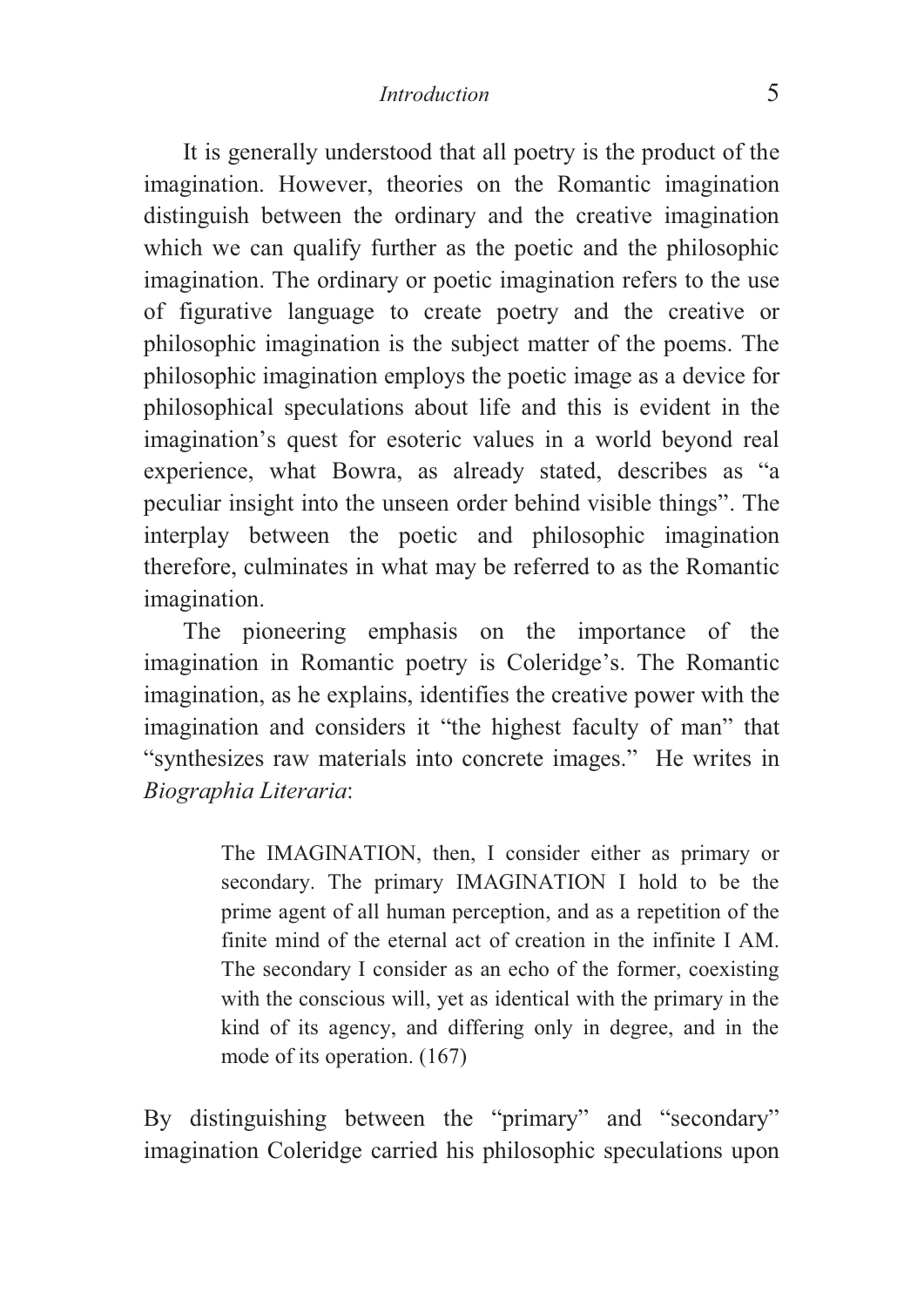It is generally understood that all poetry is the product of the imagination. However, theories on the Romantic imagination distinguish between the ordinary and the creative imagination which we can qualify further as the poetic and the philosophic imagination. The ordinary or poetic imagination refers to the use of figurative language to create poetry and the creative or philosophic imagination is the subject matter of the poems. The philosophic imagination employs the poetic image as a device for philosophical speculations about life and this is evident in the imagination's quest for esoteric values in a world beyond real experience, what Bowra, as already stated, describes as "a peculiar insight into the unseen order behind visible things". The interplay between the poetic and philosophic imagination therefore, culminates in what may be referred to as the Romantic imagination.

The pioneering emphasis on the importance of the imagination in Romantic poetry is Coleridge's. The Romantic imagination, as he explains, identifies the creative power with the imagination and considers it "the highest faculty of man" that "synthesizes raw materials into concrete images." He writes in *Biographia Literaria*:

> The IMAGINATION, then, I consider either as primary or secondary. The primary IMAGINATION I hold to be the prime agent of all human perception, and as a repetition of the finite mind of the eternal act of creation in the infinite I AM. The secondary I consider as an echo of the former, coexisting with the conscious will, yet as identical with the primary in the kind of its agency, and differing only in degree, and in the mode of its operation. (167)

By distinguishing between the "primary" and "secondary" imagination Coleridge carried his philosophic speculations upon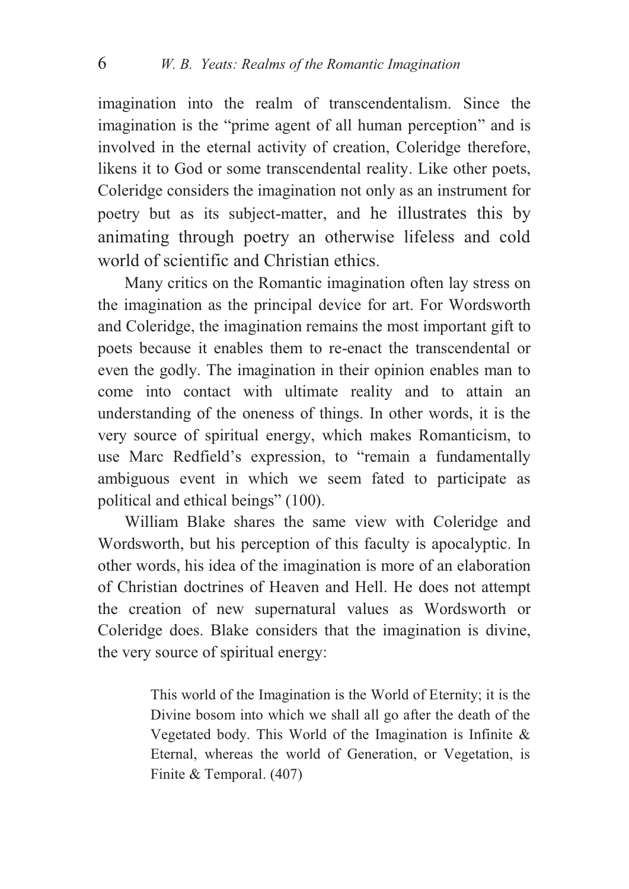imagination into the realm of transcendentalism. Since the imagination is the "prime agent of all human perception" and is involved in the eternal activity of creation, Coleridge therefore, likens it to God or some transcendental reality. Like other poets, Coleridge considers the imagination not only as an instrument for poetry but as its subject-matter, and he illustrates this by animating through poetry an otherwise lifeless and cold world of scientific and Christian ethics.

Many critics on the Romantic imagination often lay stress on the imagination as the principal device for art. For Wordsworth and Coleridge, the imagination remains the most important gift to poets because it enables them to re-enact the transcendental or even the godly. The imagination in their opinion enables man to come into contact with ultimate reality and to attain an understanding of the oneness of things. In other words, it is the very source of spiritual energy, which makes Romanticism, to use Marc Redfield's expression, to "remain a fundamentally ambiguous event in which we seem fated to participate as political and ethical beings" (100).

William Blake shares the same view with Coleridge and Wordsworth, but his perception of this faculty is apocalyptic. In other words, his idea of the imagination is more of an elaboration of Christian doctrines of Heaven and Hell. He does not attempt the creation of new supernatural values as Wordsworth or Coleridge does. Blake considers that the imagination is divine, the very source of spiritual energy:

> This world of the Imagination is the World of Eternity; it is the Divine bosom into which we shall all go after the death of the Vegetated body. This World of the Imagination is Infinite & Eternal, whereas the world of Generation, or Vegetation, is Finite & Temporal. (407)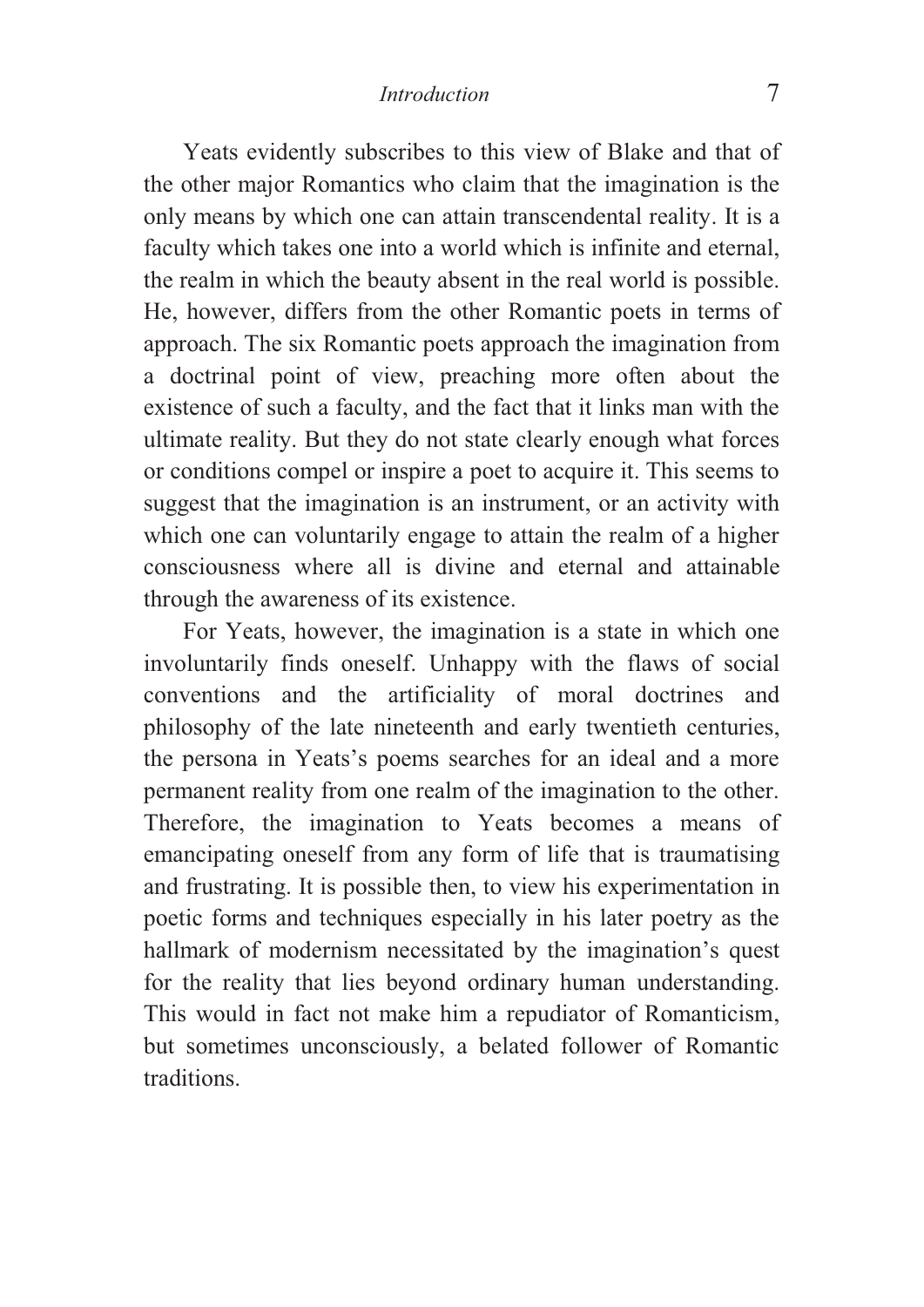Yeats evidently subscribes to this view of Blake and that of the other major Romantics who claim that the imagination is the only means by which one can attain transcendental reality. It is a faculty which takes one into a world which is infinite and eternal, the realm in which the beauty absent in the real world is possible. He, however, differs from the other Romantic poets in terms of approach. The six Romantic poets approach the imagination from a doctrinal point of view, preaching more often about the existence of such a faculty, and the fact that it links man with the ultimate reality. But they do not state clearly enough what forces or conditions compel or inspire a poet to acquire it. This seems to suggest that the imagination is an instrument, or an activity with which one can voluntarily engage to attain the realm of a higher consciousness where all is divine and eternal and attainable through the awareness of its existence.

For Yeats, however, the imagination is a state in which one involuntarily finds oneself. Unhappy with the flaws of social conventions and the artificiality of moral doctrines and philosophy of the late nineteenth and early twentieth centuries, the persona in Yeats's poems searches for an ideal and a more permanent reality from one realm of the imagination to the other. Therefore, the imagination to Yeats becomes a means of emancipating oneself from any form of life that is traumatising and frustrating. It is possible then, to view his experimentation in poetic forms and techniques especially in his later poetry as the hallmark of modernism necessitated by the imagination's quest for the reality that lies beyond ordinary human understanding. This would in fact not make him a repudiator of Romanticism, but sometimes unconsciously, a belated follower of Romantic traditions.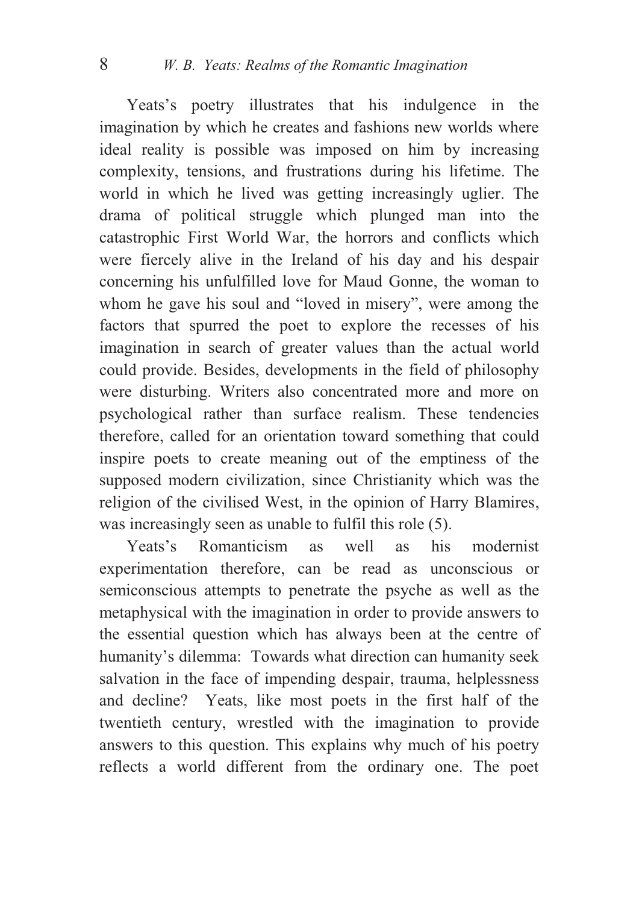Yeats's poetry illustrates that his indulgence in the imagination by which he creates and fashions new worlds where ideal reality is possible was imposed on him by increasing complexity, tensions, and frustrations during his lifetime. The world in which he lived was getting increasingly uglier. The drama of political struggle which plunged man into the catastrophic First World War, the horrors and conflicts which were fiercely alive in the Ireland of his day and his despair concerning his unfulfilled love for Maud Gonne, the woman to whom he gave his soul and "loved in misery", were among the factors that spurred the poet to explore the recesses of his imagination in search of greater values than the actual world could provide. Besides, developments in the field of philosophy were disturbing. Writers also concentrated more and more on psychological rather than surface realism. These tendencies therefore, called for an orientation toward something that could inspire poets to create meaning out of the emptiness of the supposed modern civilization, since Christianity which was the religion of the civilised West, in the opinion of Harry Blamires, was increasingly seen as unable to fulfil this role (5).

Yeats's Romanticism as well as his modernist experimentation therefore, can be read as unconscious or semiconscious attempts to penetrate the psyche as well as the metaphysical with the imagination in order to provide answers to the essential question which has always been at the centre of humanity's dilemma: Towards what direction can humanity seek salvation in the face of impending despair, trauma, helplessness and decline? Yeats, like most poets in the first half of the twentieth century, wrestled with the imagination to provide answers to this question. This explains why much of his poetry reflects a world different from the ordinary one. The poet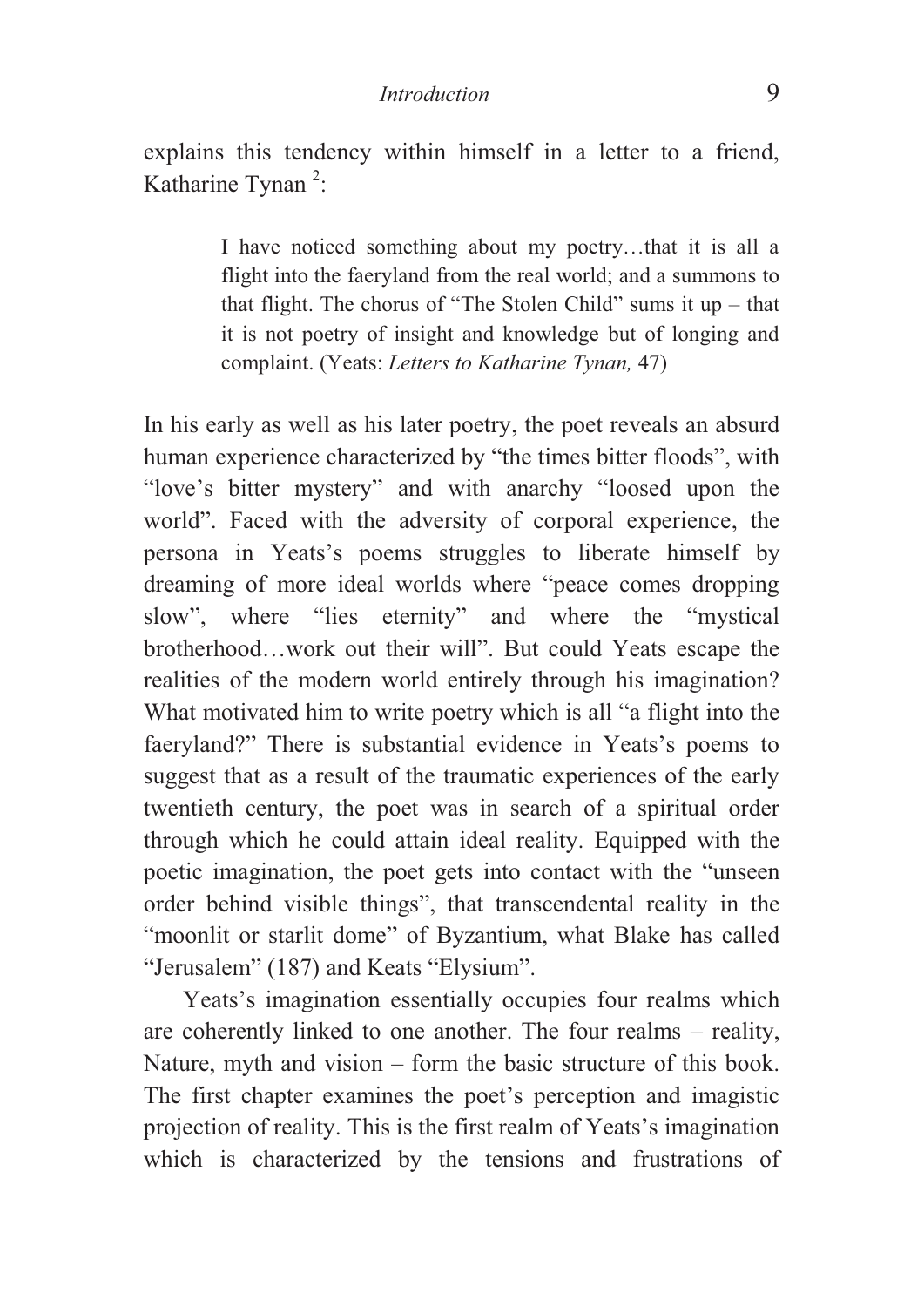explains this tendency within himself in a letter to a friend, Katharine Tynan [2]:

> I have noticed something about my poetry…that it is all a flight into the faeryland from the real world; and a summons to that flight. The chorus of "The Stolen Child" sums it up – that it is not poetry of insight and knowledge but of longing and complaint. (Yeats: *Letters to Katharine Tynan,* 47)

In his early as well as his later poetry, the poet reveals an absurd human experience characterized by "the times bitter floods", with "love's bitter mystery" and with anarchy "loosed upon the world". Faced with the adversity of corporal experience, the persona in Yeats's poems struggles to liberate himself by dreaming of more ideal worlds where "peace comes dropping slow", where "lies eternity" and where the "mystical brotherhood…work out their will". But could Yeats escape the realities of the modern world entirely through his imagination? What motivated him to write poetry which is all "a flight into the faeryland?" There is substantial evidence in Yeats's poems to suggest that as a result of the traumatic experiences of the early twentieth century, the poet was in search of a spiritual order through which he could attain ideal reality. Equipped with the poetic imagination, the poet gets into contact with the "unseen order behind visible things", that transcendental reality in the "moonlit or starlit dome" of Byzantium, what Blake has called "Jerusalem" (187) and Keats "Elysium".

Yeats's imagination essentially occupies four realms which are coherently linked to one another. The four realms – reality, Nature, myth and vision – form the basic structure of this book. The first chapter examines the poet's perception and imagistic projection of reality. This is the first realm of Yeats's imagination which is characterized by the tensions and frustrations of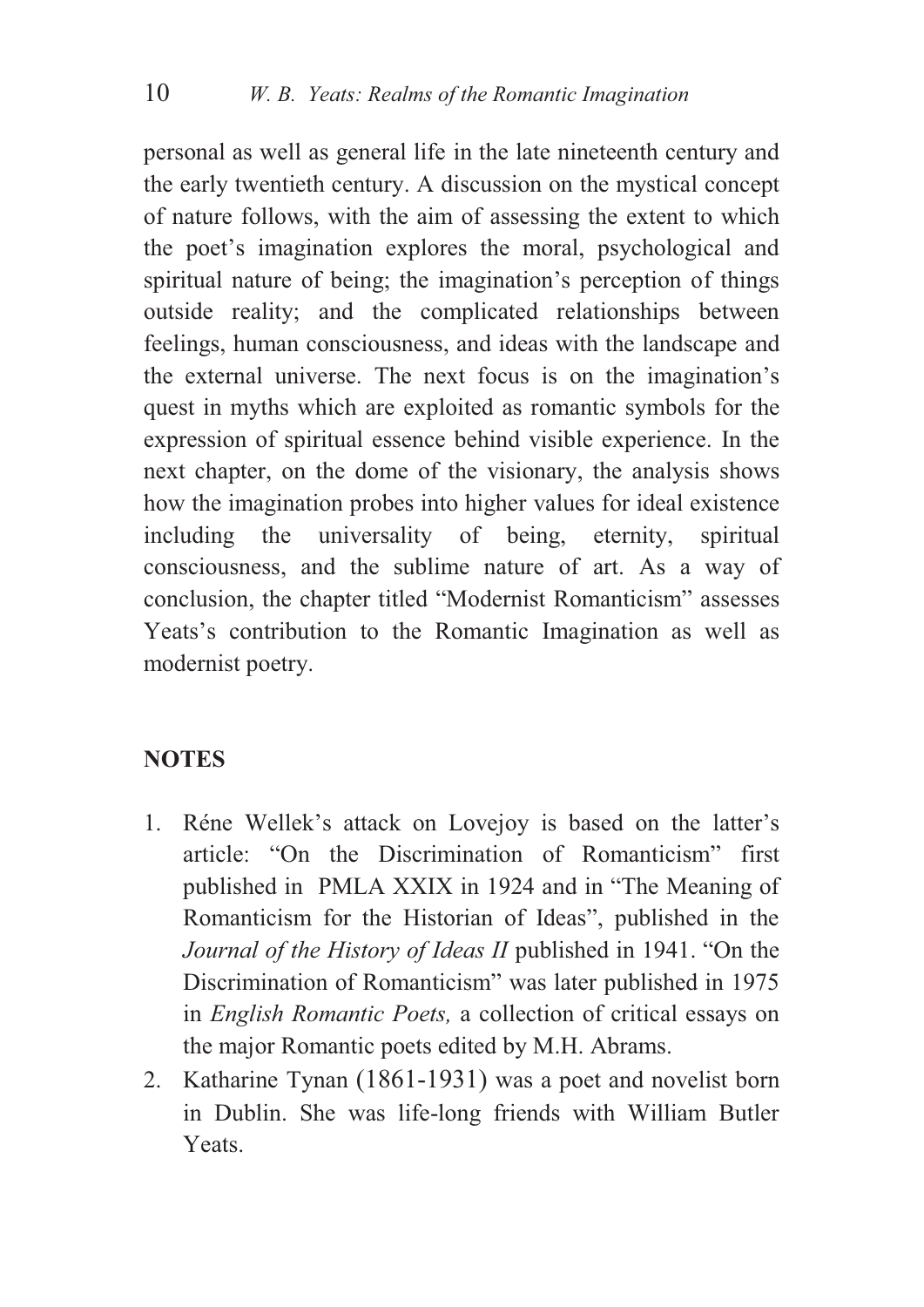personal as well as general life in the late nineteenth century and the early twentieth century. A discussion on the mystical concept of nature follows, with the aim of assessing the extent to which the poet's imagination explores the moral, psychological and spiritual nature of being; the imagination's perception of things outside reality; and the complicated relationships between feelings, human consciousness, and ideas with the landscape and the external universe. The next focus is on the imagination's quest in myths which are exploited as romantic symbols for the expression of spiritual essence behind visible experience. In the next chapter, on the dome of the visionary, the analysis shows how the imagination probes into higher values for ideal existence including the universality of being, eternity, spiritual consciousness, and the sublime nature of art. As a way of conclusion, the chapter titled "Modernist Romanticism" assesses Yeats's contribution to the Romantic Imagination as well as modernist poetry.

## NOTES

1. Réne Wellek's attack on Lovejoy is based on the latter's article: "On the Discrimination of Romanticism" first published in PMLA XXIX in 1924 and in "The Meaning of Romanticism for the Historian of Ideas", published in the *Journal of the History of Ideas II* published in 1941. "On the Discrimination of Romanticism" was later published in 1975 in *English Romantic Poets,* a collection of critical essays on the major Romantic poets edited by M.H. Abrams.
2. Katharine Tynan (1861-1931) was a poet and novelist born in Dublin. She was life-long friends with William Butler Yeats.